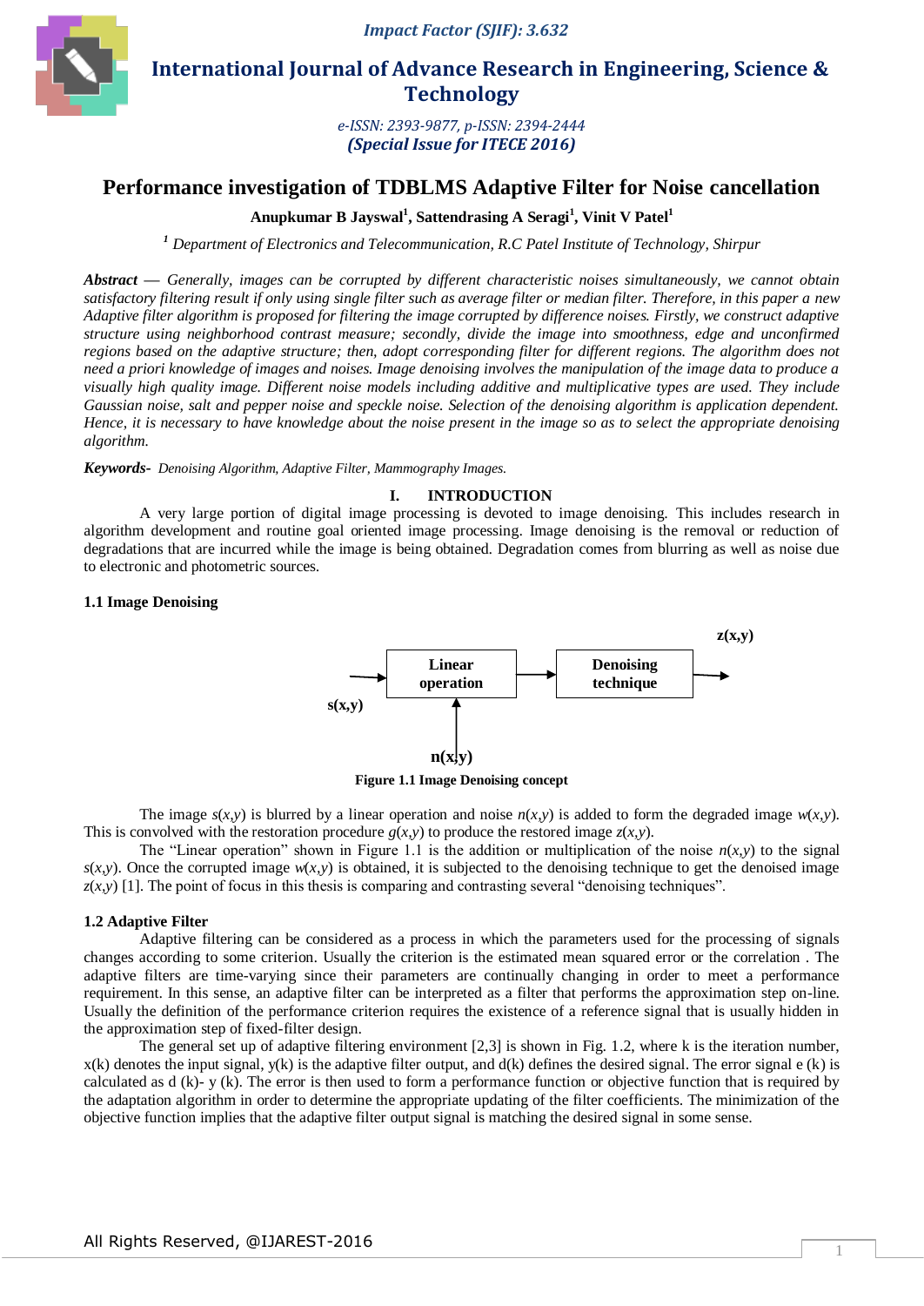# Performance investigation of TDBLMS Adaptive Filter for Noise cancellation

**Anupkumar B Jayswal[1], Sattendrasing A Seragi[1], Vinit V Patel[1]**

*[1] Department of Electronics and Telecommunication, R.C Patel Institute of Technology, Shirpur*

***Abstract*** — *Generally, images can be corrupted by different characteristic noises simultaneously, we cannot obtain satisfactory filtering result if only using single filter such as average filter or median filter. Therefore, in this paper a new Adaptive filter algorithm is proposed for filtering the image corrupted by difference noises. Firstly, we construct adaptive structure using neighborhood contrast measure; secondly, divide the image into smoothness, edge and unconfirmed regions based on the adaptive structure; then, adopt corresponding filter for different regions. The algorithm does not need a priori knowledge of images and noises. Image denoising involves the manipulation of the image data to produce a visually high quality image. Different noise models including additive and multiplicative types are used. They include Gaussian noise, salt and pepper noise and speckle noise. Selection of the denoising algorithm is application dependent. Hence, it is necessary to have knowledge about the noise present in the image so as to select the appropriate denoising algorithm.*

***Keywords-*** *Denoising Algorithm, Adaptive Filter, Mammography Images.*

## I. INTRODUCTION

A very large portion of digital image processing is devoted to image denoising. This includes research in algorithm development and routine goal oriented image processing. Image denoising is the removal or reduction of degradations that are incurred while the image is being obtained. Degradation comes from blurring as well as noise due to electronic and photometric sources.

### 1.1 Image Denoising

s(x,y) → Linear operation → Denoising technique → z(x,y)

n(x,y) → Linear operation

**Figure 1.1 Image Denoising concept**

The image $s(x,y)$ is blurred by a linear operation and noise $n(x,y)$ is added to form the degraded image $w(x,y)$. This is convolved with the restoration procedure $g(x,y)$ to produce the restored image $z(x,y)$.

The "Linear operation" shown in Figure 1.1 is the addition or multiplication of the noise $n(x,y)$ to the signal $s(x,y)$. Once the corrupted image $w(x,y)$ is obtained, it is subjected to the denoising technique to get the denoised image $z(x,y)$ [1]. The point of focus in this thesis is comparing and contrasting several "denoising techniques".

### 1.2 Adaptive Filter

Adaptive filtering can be considered as a process in which the parameters used for the processing of signals changes according to some criterion. Usually the criterion is the estimated mean squared error or the correlation . The adaptive filters are time-varying since their parameters are continually changing in order to meet a performance requirement. In this sense, an adaptive filter can be interpreted as a filter that performs the approximation step on-line. Usually the definition of the performance criterion requires the existence of a reference signal that is usually hidden in the approximation step of fixed-filter design.

The general set up of adaptive filtering environment [2,3] is shown in Fig. 1.2, where k is the iteration number, x(k) denotes the input signal, y(k) is the adaptive filter output, and d(k) defines the desired signal. The error signal e (k) is calculated as d (k)- y (k). The error is then used to form a performance function or objective function that is required by the adaptation algorithm in order to determine the appropriate updating of the filter coefficients. The minimization of the objective function implies that the adaptive filter output signal is matching the desired signal in some sense.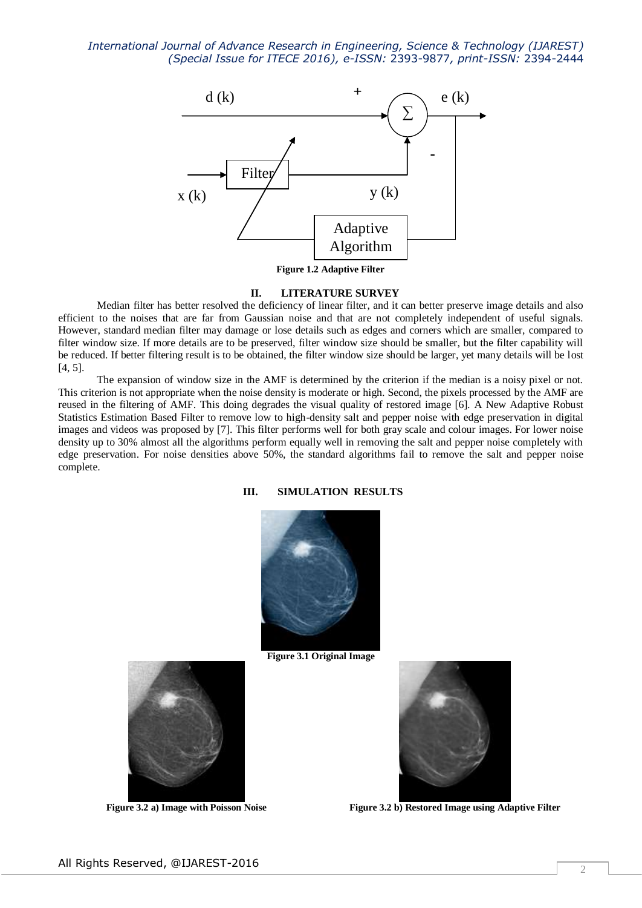Figure 1.2 Adaptive Filter

## II. LITERATURE SURVEY

Median filter has better resolved the deficiency of linear filter, and it can better preserve image details and also efficient to the noises that are far from Gaussian noise and that are not completely independent of useful signals. However, standard median filter may damage or lose details such as edges and corners which are smaller, compared to filter window size. If more details are to be preserved, filter window size should be smaller, but the filter capability will be reduced. If better filtering result is to be obtained, the filter window size should be larger, yet many details will be lost [4, 5].

The expansion of window size in the AMF is determined by the criterion if the median is a noisy pixel or not. This criterion is not appropriate when the noise density is moderate or high. Second, the pixels processed by the AMF are reused in the filtering of AMF. This doing degrades the visual quality of restored image [6]. A New Adaptive Robust Statistics Estimation Based Filter to remove low to high-density salt and pepper noise with edge preservation in digital images and videos was proposed by [7]. This filter performs well for both gray scale and colour images. For lower noise density up to 30% almost all the algorithms perform equally well in removing the salt and pepper noise completely with edge preservation. For noise densities above 50%, the standard algorithms fail to remove the salt and pepper noise complete.

## III. SIMULATION RESULTS

Figure 3.1 Original Image

Figure 3.2 a) Image with Poisson Noise

Figure 3.2 b) Restored Image using Adaptive Filter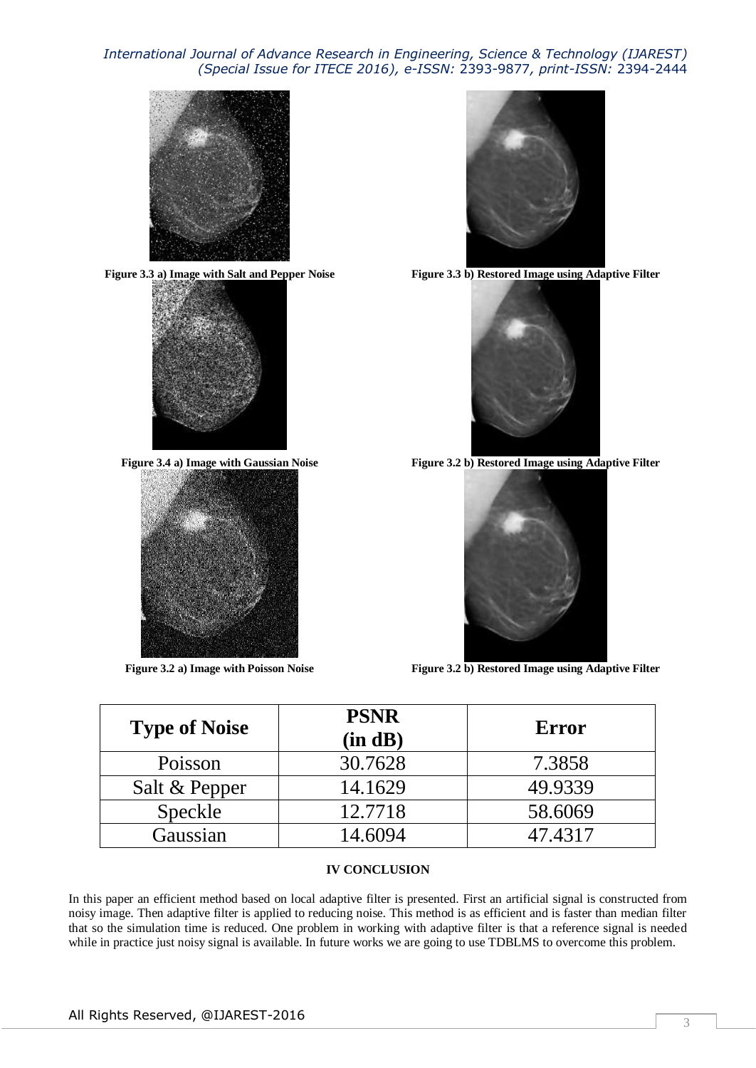Figure 3.3 a) Image with Salt and Pepper Noise

Figure 3.3 b) Restored Image using Adaptive Filter

Figure 3.4 a) Image with Gaussian Noise

Figure 3.2 b) Restored Image using Adaptive Filter

Figure 3.2 a) Image with Poisson Noise

Figure 3.2 b) Restored Image using Adaptive Filter

| Type of Noise | PSNR (in dB) | Error |
|---|---|---|
| Poisson | 30.7628 | 7.3858 |
| Salt & Pepper | 14.1629 | 49.9339 |
| Speckle | 12.7718 | 58.6069 |
| Gaussian | 14.6094 | 47.4317 |

## IV CONCLUSION

In this paper an efficient method based on local adaptive filter is presented. First an artificial signal is constructed from noisy image. Then adaptive filter is applied to reducing noise. This method is as efficient and is faster than median filter that so the simulation time is reduced. One problem in working with adaptive filter is that a reference signal is needed while in practice just noisy signal is available. In future works we are going to use TDBLMS to overcome this problem.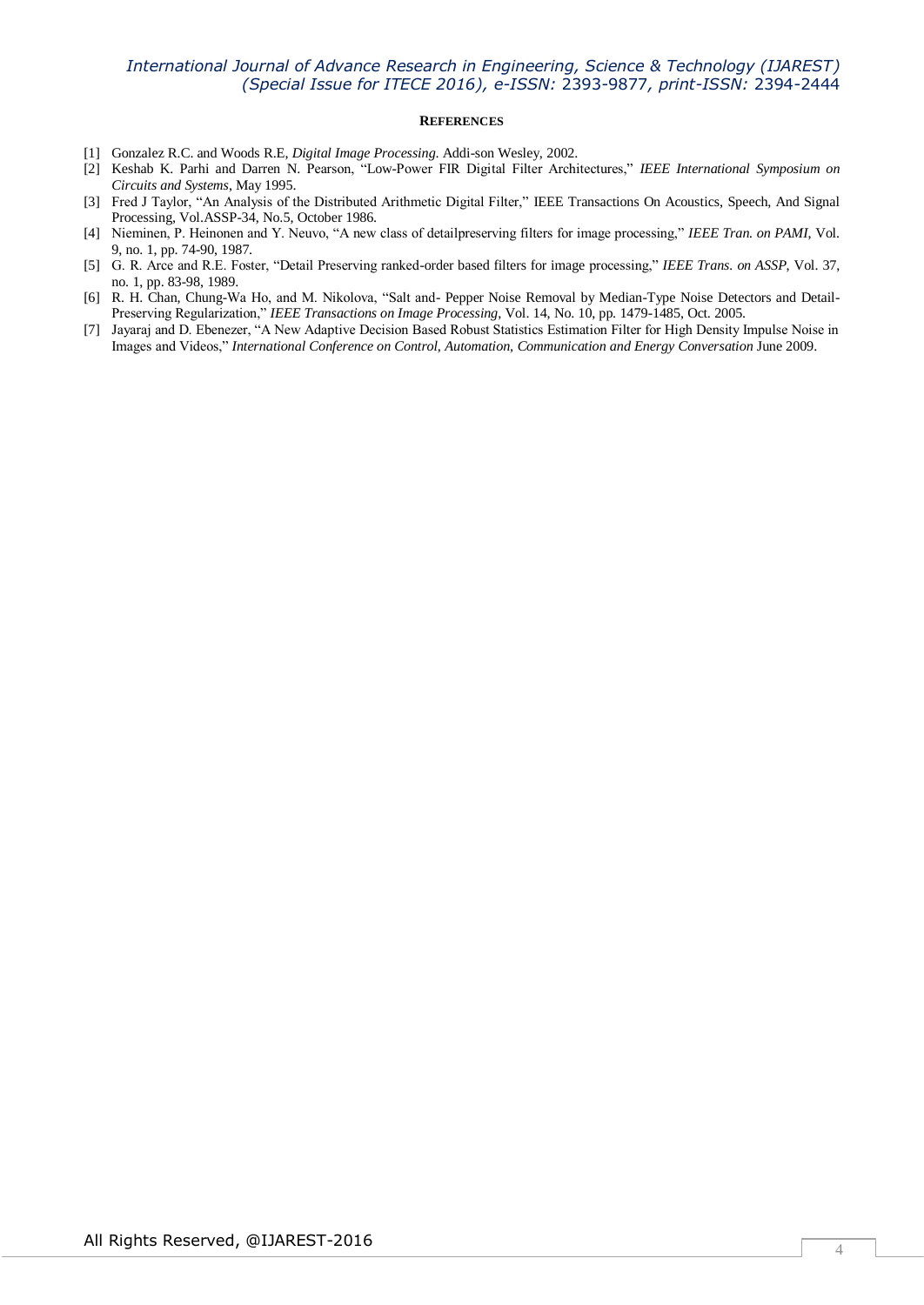**REFERENCES**

[1] Gonzalez R.C. and Woods R.E, *Digital Image Processing.* Addi-son Wesley, 2002.

[2] Keshab K. Parhi and Darren N. Pearson, "Low-Power FIR Digital Filter Architectures," *IEEE International Symposium on Circuits and Systems*, May 1995.

[3] Fred J Taylor, "An Analysis of the Distributed Arithmetic Digital Filter," IEEE Transactions On Acoustics, Speech, And Signal Processing, Vol.ASSP-34, No.5, October 1986.

[4] Nieminen, P. Heinonen and Y. Neuvo, "A new class of detailpreserving filters for image processing," *IEEE Tran. on PAMI*, Vol. 9, no. 1, pp. 74-90, 1987.

[5] G. R. Arce and R.E. Foster, "Detail Preserving ranked-order based filters for image processing," *IEEE Trans. on ASSP*, Vol. 37, no. 1, pp. 83-98, 1989.

[6] R. H. Chan, Chung-Wa Ho, and M. Nikolova, "Salt and- Pepper Noise Removal by Median-Type Noise Detectors and Detail-Preserving Regularization," *IEEE Transactions on Image Processing*, Vol. 14, No. 10, pp. 1479-1485, Oct. 2005.

[7] Jayaraj and D. Ebenezer, "A New Adaptive Decision Based Robust Statistics Estimation Filter for High Density Impulse Noise in Images and Videos," *International Conference on Control, Automation, Communication and Energy Conversation* June 2009.